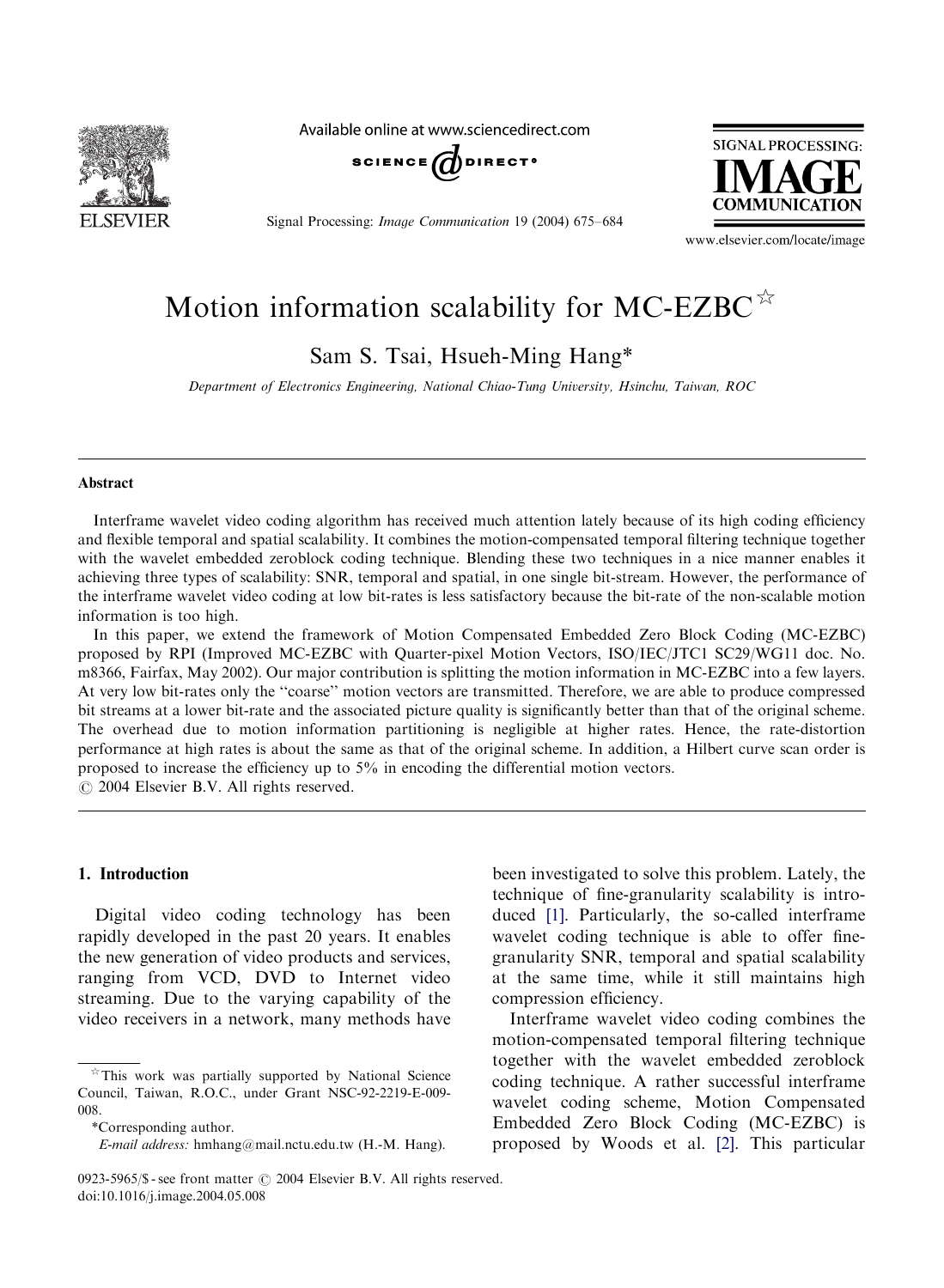# Motion information scalability for MC-EZBC ☆

Sam S. Tsai, Hsueh-Ming Hang*

*Department of Electronics Engineering, National Chiao-Tung University, Hsinchu, Taiwan, ROC*

## Abstract

Interframe wavelet video coding algorithm has received much attention lately because of its high coding efficiency and flexible temporal and spatial scalability. It combines the motion-compensated temporal filtering technique together with the wavelet embedded zeroblock coding technique. Blending these two techniques in a nice manner enables it achieving three types of scalability: SNR, temporal and spatial, in one single bit-stream. However, the performance of the interframe wavelet video coding at low bit-rates is less satisfactory because the bit-rate of the non-scalable motion information is too high.

In this paper, we extend the framework of Motion Compensated Embedded Zero Block Coding (MC-EZBC) proposed by RPI (Improved MC-EZBC with Quarter-pixel Motion Vectors, ISO/IEC/JTC1 SC29/WG11 doc. No. m8366, Fairfax, May 2002). Our major contribution is splitting the motion information in MC-EZBC into a few layers. At very low bit-rates only the ''coarse'' motion vectors are transmitted. Therefore, we are able to produce compressed bit streams at a lower bit-rate and the associated picture quality is significantly better than that of the original scheme. The overhead due to motion information partitioning is negligible at higher rates. Hence, the rate-distortion performance at high rates is about the same as that of the original scheme. In addition, a Hilbert curve scan order is proposed to increase the efficiency up to 5% in encoding the differential motion vectors.

© 2004 Elsevier B.V. All rights reserved.

## 1. Introduction

Digital video coding technology has been rapidly developed in the past 20 years. It enables the new generation of video products and services, ranging from VCD, DVD to Internet video streaming. Due to the varying capability of the video receivers in a network, many methods have been investigated to solve this problem. Lately, the technique of fine-granularity scalability is introduced [1]. Particularly, the so-called interframe wavelet coding technique is able to offer fine-granularity SNR, temporal and spatial scalability at the same time, while it still maintains high compression efficiency.

Interframe wavelet video coding combines the motion-compensated temporal filtering technique together with the wavelet embedded zeroblock coding technique. A rather successful interframe wavelet coding scheme, Motion Compensated Embedded Zero Block Coding (MC-EZBC) is proposed by Woods et al. [2]. This particular

---

☆ This work was partially supported by National Science Council, Taiwan, R.O.C., under Grant NSC-92-2219-E-009-008.

*Corresponding author.

*E-mail address:* hmhang@mail.nctu.edu.tw (H.-M. Hang).

0923-5965/$ - see front matter © 2004 Elsevier B.V. All rights reserved.
doi:10.1016/j.image.2004.05.008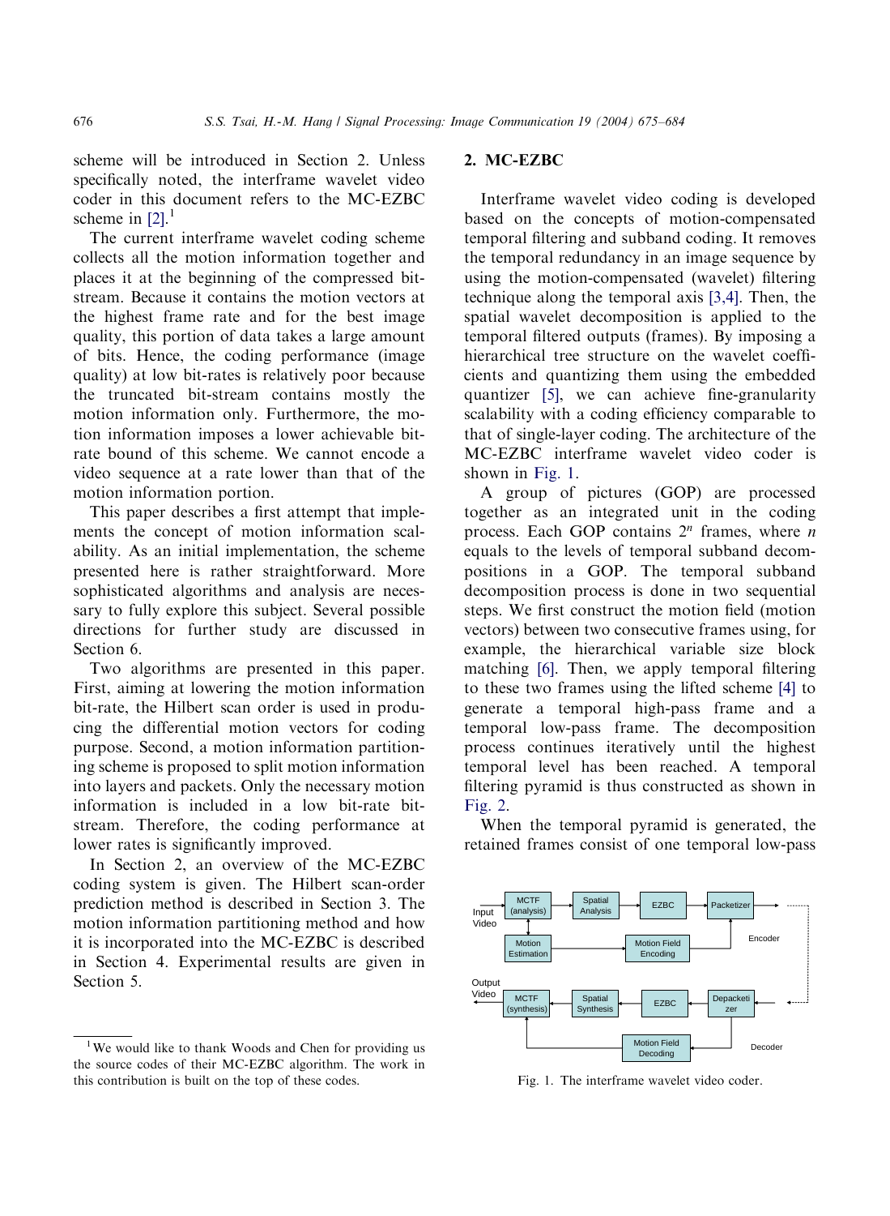scheme will be introduced in Section 2. Unless specifically noted, the interframe wavelet video coder in this document refers to the MC-EZBC scheme in [2].[1]

The current interframe wavelet coding scheme collects all the motion information together and places it at the beginning of the compressed bit-stream. Because it contains the motion vectors at the highest frame rate and for the best image quality, this portion of data takes a large amount of bits. Hence, the coding performance (image quality) at low bit-rates is relatively poor because the truncated bit-stream contains mostly the motion information only. Furthermore, the motion information imposes a lower achievable bit-rate bound of this scheme. We cannot encode a video sequence at a rate lower than that of the motion information portion.

This paper describes a first attempt that implements the concept of motion information scalability. As an initial implementation, the scheme presented here is rather straightforward. More sophisticated algorithms and analysis are necessary to fully explore this subject. Several possible directions for further study are discussed in Section 6.

Two algorithms are presented in this paper. First, aiming at lowering the motion information bit-rate, the Hilbert scan order is used in producing the differential motion vectors for coding purpose. Second, a motion information partitioning scheme is proposed to split motion information into layers and packets. Only the necessary motion information is included in a low bit-rate bit-stream. Therefore, the coding performance at lower rates is significantly improved.

In Section 2, an overview of the MC-EZBC coding system is given. The Hilbert scan-order prediction method is described in Section 3. The motion information partitioning method and how it is incorporated into the MC-EZBC is described in Section 4. Experimental results are given in Section 5.

## 2. MC-EZBC

Interframe wavelet video coding is developed based on the concepts of motion-compensated temporal filtering and subband coding. It removes the temporal redundancy in an image sequence by using the motion-compensated (wavelet) filtering technique along the temporal axis [3,4]. Then, the spatial wavelet decomposition is applied to the temporal filtered outputs (frames). By imposing a hierarchical tree structure on the wavelet coefficients and quantizing them using the embedded quantizer [5], we can achieve fine-granularity scalability with a coding efficiency comparable to that of single-layer coding. The architecture of the MC-EZBC interframe wavelet video coder is shown in Fig. 1.

A group of pictures (GOP) are processed together as an integrated unit in the coding process. Each GOP contains $2^n$ frames, where $n$ equals to the levels of temporal subband decompositions in a GOP. The temporal subband decomposition process is done in two sequential steps. We first construct the motion field (motion vectors) between two consecutive frames using, for example, the hierarchical variable size block matching [6]. Then, we apply temporal filtering to these two frames using the lifted scheme [4] to generate a temporal high-pass frame and a temporal low-pass frame. The decomposition process continues iteratively until the highest temporal level has been reached. A temporal filtering pyramid is thus constructed as shown in Fig. 2.

When the temporal pyramid is generated, the retained frames consist of one temporal low-pass

Fig. 1. The interframe wavelet video coder.

[1] We would like to thank Woods and Chen for providing us the source codes of their MC-EZBC algorithm. The work in this contribution is built on the top of these codes.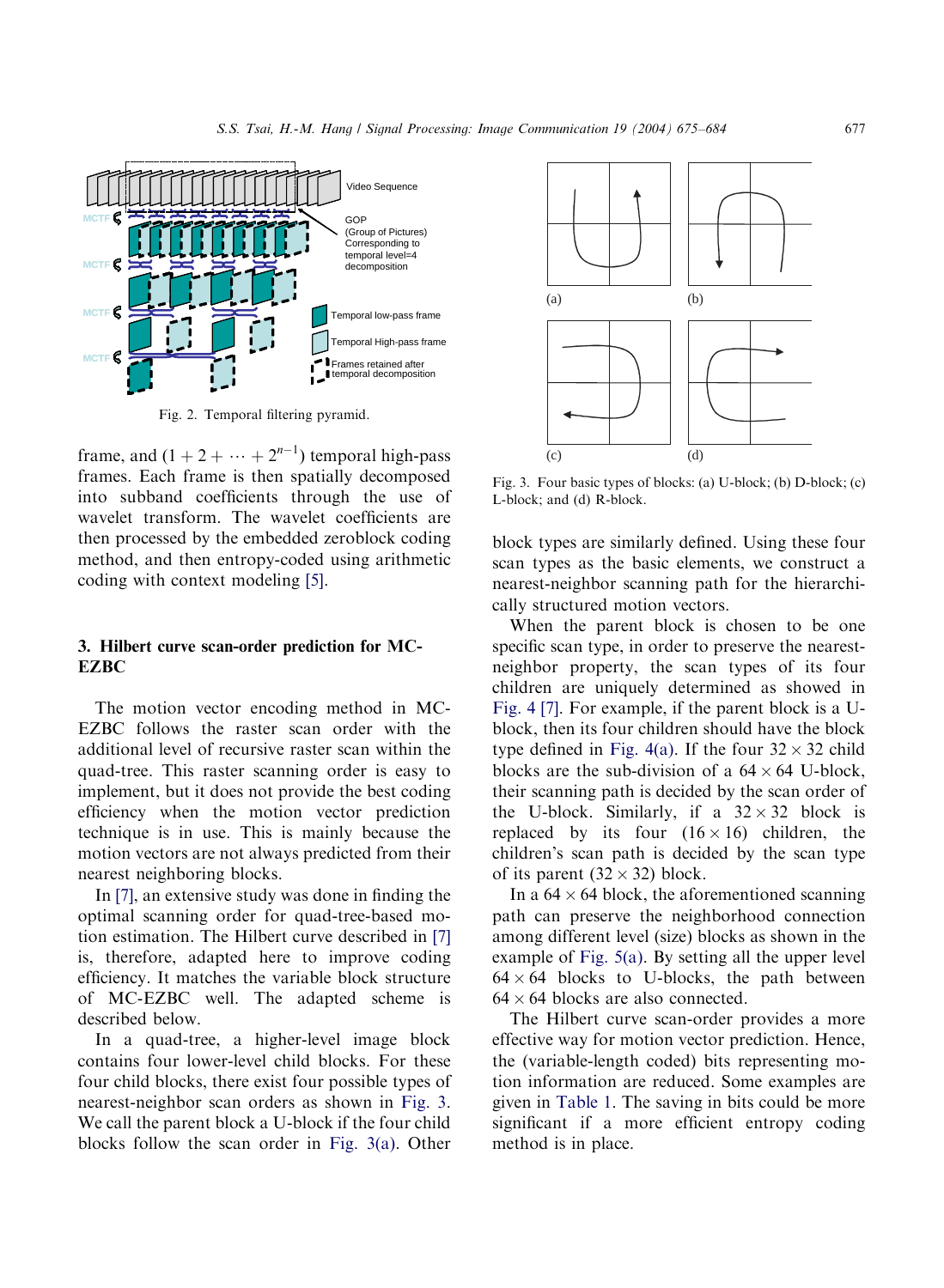Fig. 2. Temporal filtering pyramid.

frame, and $(1 + 2 + \cdots + 2^{n-1})$ temporal high-pass frames. Each frame is then spatially decomposed into subband coefficients through the use of wavelet transform. The wavelet coefficients are then processed by the embedded zeroblock coding method, and then entropy-coded using arithmetic coding with context modeling [5].

## 3. Hilbert curve scan-order prediction for MC-EZBC

The motion vector encoding method in MC-EZBC follows the raster scan order with the additional level of recursive raster scan within the quad-tree. This raster scanning order is easy to implement, but it does not provide the best coding efficiency when the motion vector prediction technique is in use. This is mainly because the motion vectors are not always predicted from their nearest neighboring blocks.

In [7], an extensive study was done in finding the optimal scanning order for quad-tree-based motion estimation. The Hilbert curve described in [7] is, therefore, adapted here to improve coding efficiency. It matches the variable block structure of MC-EZBC well. The adapted scheme is described below.

In a quad-tree, a higher-level image block contains four lower-level child blocks. For these four child blocks, there exist four possible types of nearest-neighbor scan orders as shown in Fig. 3. We call the parent block a U-block if the four child blocks follow the scan order in Fig. 3(a). Other block types are similarly defined. Using these four scan types as the basic elements, we construct a nearest-neighbor scanning path for the hierarchically structured motion vectors.

Fig. 3. Four basic types of blocks: (a) U-block; (b) D-block; (c) L-block; and (d) R-block.

When the parent block is chosen to be one specific scan type, in order to preserve the nearest-neighbor property, the scan types of its four children are uniquely determined as showed in Fig. 4 [7]. For example, if the parent block is a U-block, then its four children should have the block type defined in Fig. 4(a). If the four $32 \times 32$ child blocks are the sub-division of a $64 \times 64$ U-block, their scanning path is decided by the scan order of the U-block. Similarly, if a $32 \times 32$ block is replaced by its four $(16 \times 16)$ children, the children's scan path is decided by the scan type of its parent $(32 \times 32)$ block.

In a $64 \times 64$ block, the aforementioned scanning path can preserve the neighborhood connection among different level (size) blocks as shown in the example of Fig. 5(a). By setting all the upper level $64 \times 64$ blocks to U-blocks, the path between $64 \times 64$ blocks are also connected.

The Hilbert curve scan-order provides a more effective way for motion vector prediction. Hence, the (variable-length coded) bits representing motion information are reduced. Some examples are given in Table 1. The saving in bits could be more significant if a more efficient entropy coding method is in place.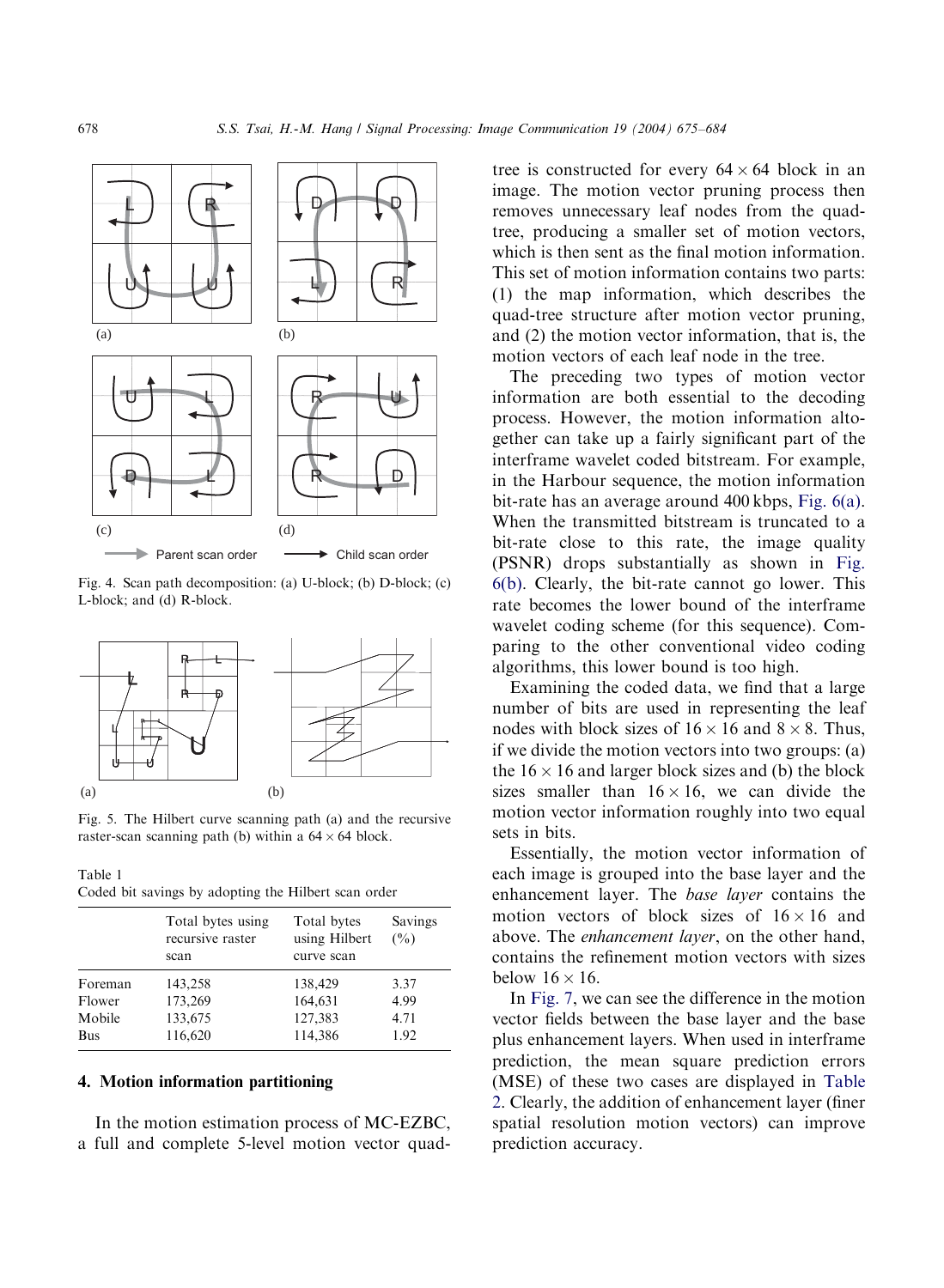Fig. 4. Scan path decomposition: (a) U-block; (b) D-block; (c) L-block; and (d) R-block.

Fig. 5. The Hilbert curve scanning path (a) and the recursive raster-scan scanning path (b) within a $64 \times 64$ block.

Table 1
Coded bit savings by adopting the Hilbert scan order

| | Total bytes using recursive raster scan | Total bytes using Hilbert curve scan | Savings (%) |
|---|---|---|---|
| Foreman | 143,258 | 138,429 | 3.37 |
| Flower | 173,269 | 164,631 | 4.99 |
| Mobile | 133,675 | 127,383 | 4.71 |
| Bus | 116,620 | 114,386 | 1.92 |

## 4. Motion information partitioning

In the motion estimation process of MC-EZBC, a full and complete 5-level motion vector quad-tree is constructed for every $64 \times 64$ block in an image. The motion vector pruning process then removes unnecessary leaf nodes from the quad-tree, producing a smaller set of motion vectors, which is then sent as the final motion information. This set of motion information contains two parts: (1) the map information, which describes the quad-tree structure after motion vector pruning, and (2) the motion vector information, that is, the motion vectors of each leaf node in the tree.

The preceding two types of motion vector information are both essential to the decoding process. However, the motion information altogether can take up a fairly significant part of the interframe wavelet coded bitstream. For example, in the Harbour sequence, the motion information bit-rate has an average around 400 kbps, Fig. 6(a). When the transmitted bitstream is truncated to a bit-rate close to this rate, the image quality (PSNR) drops substantially as shown in Fig. 6(b). Clearly, the bit-rate cannot go lower. This rate becomes the lower bound of the interframe wavelet coding scheme (for this sequence). Comparing to the other conventional video coding algorithms, this lower bound is too high.

Examining the coded data, we find that a large number of bits are used in representing the leaf nodes with block sizes of $16 \times 16$ and $8 \times 8$. Thus, if we divide the motion vectors into two groups: (a) the $16 \times 16$ and larger block sizes and (b) the block sizes smaller than $16 \times 16$, we can divide the motion vector information roughly into two equal sets in bits.

Essentially, the motion vector information of each image is grouped into the base layer and the enhancement layer. The *base layer* contains the motion vectors of block sizes of $16 \times 16$ and above. The *enhancement layer*, on the other hand, contains the refinement motion vectors with sizes below $16 \times 16$.

In Fig. 7, we can see the difference in the motion vector fields between the base layer and the base plus enhancement layers. When used in interframe prediction, the mean square prediction errors (MSE) of these two cases are displayed in Table 2. Clearly, the addition of enhancement layer (finer spatial resolution motion vectors) can improve prediction accuracy.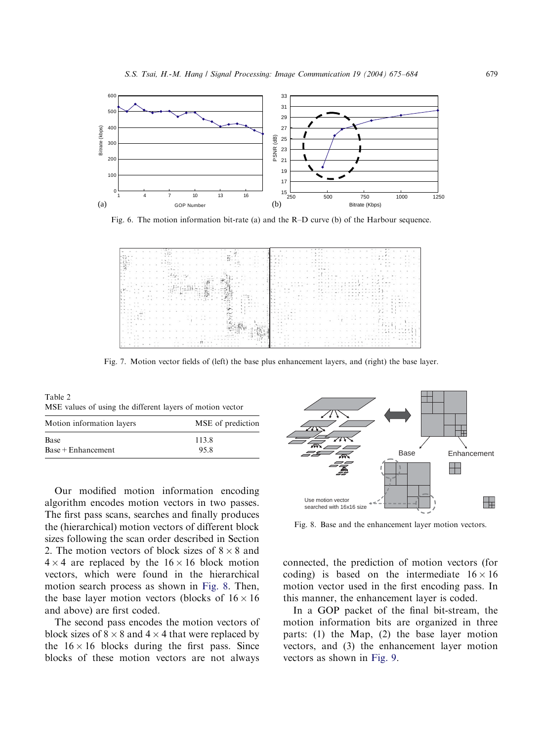Fig. 6. The motion information bit-rate (a) and the R–D curve (b) of the Harbour sequence.

Fig. 7. Motion vector fields of (left) the base plus enhancement layers, and (right) the base layer.

Table 2
MSE values of using the different layers of motion vector

| Motion information layers | MSE of prediction |
|---|---|
| Base | 113.8 |
| Base + Enhancement | 95.8 |

Our modified motion information encoding algorithm encodes motion vectors in two passes. The first pass scans, searches and finally produces the (hierarchical) motion vectors of different block sizes following the scan order described in Section 2. The motion vectors of block sizes of $8 \times 8$ and $4 \times 4$ are replaced by the $16 \times 16$ block motion vectors, which were found in the hierarchical motion search process as shown in Fig. 8. Then, the base layer motion vectors (blocks of $16 \times 16$ and above) are first coded.

The second pass encodes the motion vectors of block sizes of $8 \times 8$ and $4 \times 4$ that were replaced by the $16 \times 16$ blocks during the first pass. Since blocks of these motion vectors are not always connected, the prediction of motion vectors (for coding) is based on the intermediate $16 \times 16$ motion vector used in the first encoding pass. In this manner, the enhancement layer is coded.

Fig. 8. Base and the enhancement layer motion vectors.

In a GOP packet of the final bit-stream, the motion information bits are organized in three parts: (1) the Map, (2) the base layer motion vectors, and (3) the enhancement layer motion vectors as shown in Fig. 9.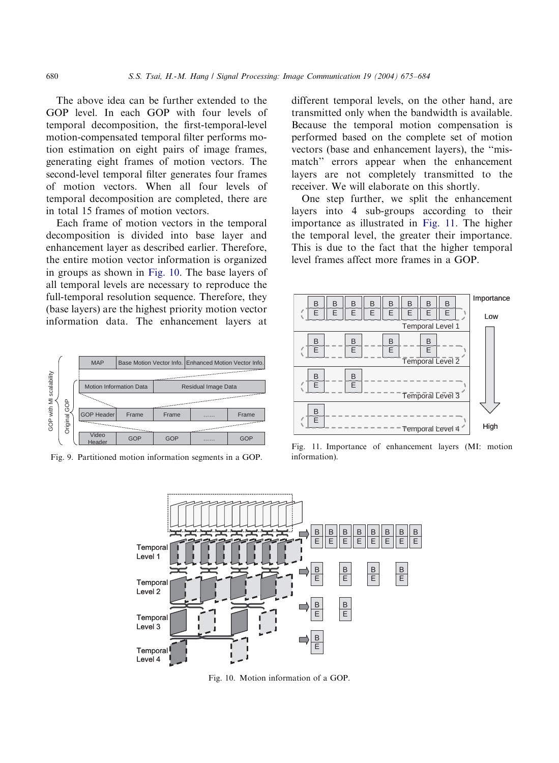The above idea can be further extended to the GOP level. In each GOP with four levels of temporal decomposition, the first-temporal-level motion-compensated temporal filter performs motion estimation on eight pairs of image frames, generating eight frames of motion vectors. The second-level temporal filter generates four frames of motion vectors. When all four levels of temporal decomposition are completed, there are in total 15 frames of motion vectors.

Each frame of motion vectors in the temporal decomposition is divided into base layer and enhancement layer as described earlier. Therefore, the entire motion vector information is organized in groups as shown in Fig. 10. The base layers of all temporal levels are necessary to reproduce the full-temporal resolution sequence. Therefore, they (base layers) are the highest priority motion vector information data. The enhancement layers at different temporal levels, on the other hand, are transmitted only when the bandwidth is available. Because the temporal motion compensation is performed based on the complete set of motion vectors (base and enhancement layers), the "mismatch" errors appear when the enhancement layers are not completely transmitted to the receiver. We will elaborate on this shortly.

One step further, we split the enhancement layers into 4 sub-groups according to their importance as illustrated in Fig. 11. The higher the temporal level, the greater their importance. This is due to the fact that the higher temporal level frames affect more frames in a GOP.

Fig. 9. Partitioned motion information segments in a GOP.

Fig. 11. Importance of enhancement layers (MI: motion information).

Fig. 10. Motion information of a GOP.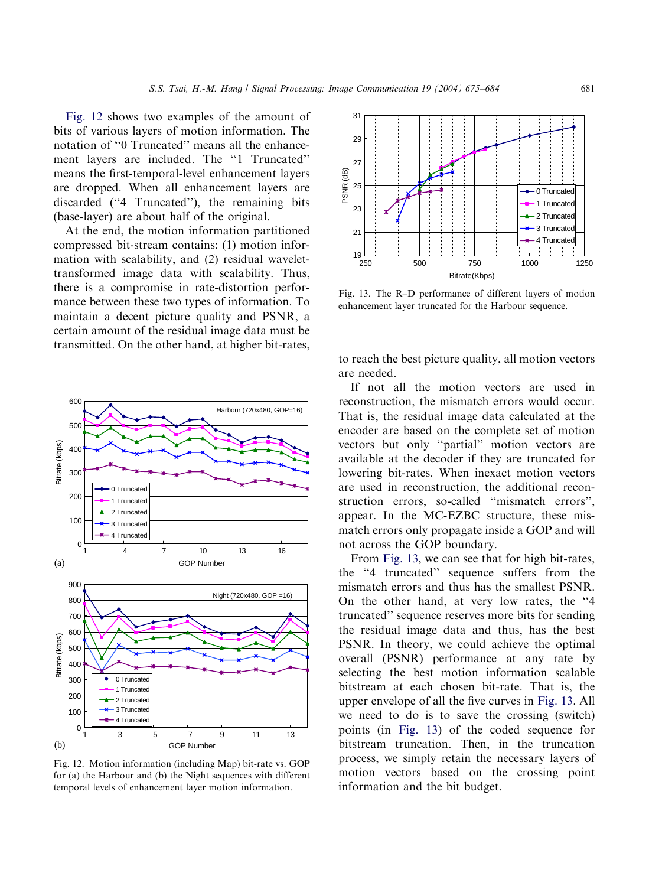Fig. 12 shows two examples of the amount of bits of various layers of motion information. The notation of "0 Truncated" means all the enhancement layers are included. The "1 Truncated" means the first-temporal-level enhancement layers are dropped. When all enhancement layers are discarded ("4 Truncated"), the remaining bits (base-layer) are about half of the original.

At the end, the motion information partitioned compressed bit-stream contains: (1) motion information with scalability, and (2) residual wavelet-transformed image data with scalability. Thus, there is a compromise in rate-distortion performance between these two types of information. To maintain a decent picture quality and PSNR, a certain amount of the residual image data must be transmitted. On the other hand, at higher bit-rates, to reach the best picture quality, all motion vectors are needed.

Fig. 12. Motion information (including Map) bit-rate vs. GOP for (a) the Harbour and (b) the Night sequences with different temporal levels of enhancement layer motion information.

Fig. 13. The R–D performance of different layers of motion enhancement layer truncated for the Harbour sequence.

If not all the motion vectors are used in reconstruction, the mismatch errors would occur. That is, the residual image data calculated at the encoder are based on the complete set of motion vectors but only "partial" motion vectors are available at the decoder if they are truncated for lowering bit-rates. When inexact motion vectors are used in reconstruction, the additional reconstruction errors, so-called "mismatch errors", appear. In the MC-EZBC structure, these mismatch errors only propagate inside a GOP and will not across the GOP boundary.

From Fig. 13, we can see that for high bit-rates, the "4 truncated" sequence suffers from the mismatch errors and thus has the smallest PSNR. On the other hand, at very low rates, the "4 truncated" sequence reserves more bits for sending the residual image data and thus, has the best PSNR. In theory, we could achieve the optimal overall (PSNR) performance at any rate by selecting the best motion information scalable bitstream at each chosen bit-rate. That is, the upper envelope of all the five curves in Fig. 13. All we need to do is to save the crossing (switch) points (in Fig. 13) of the coded sequence for bitstream truncation. Then, in the truncation process, we simply retain the necessary layers of motion vectors based on the crossing point information and the bit budget.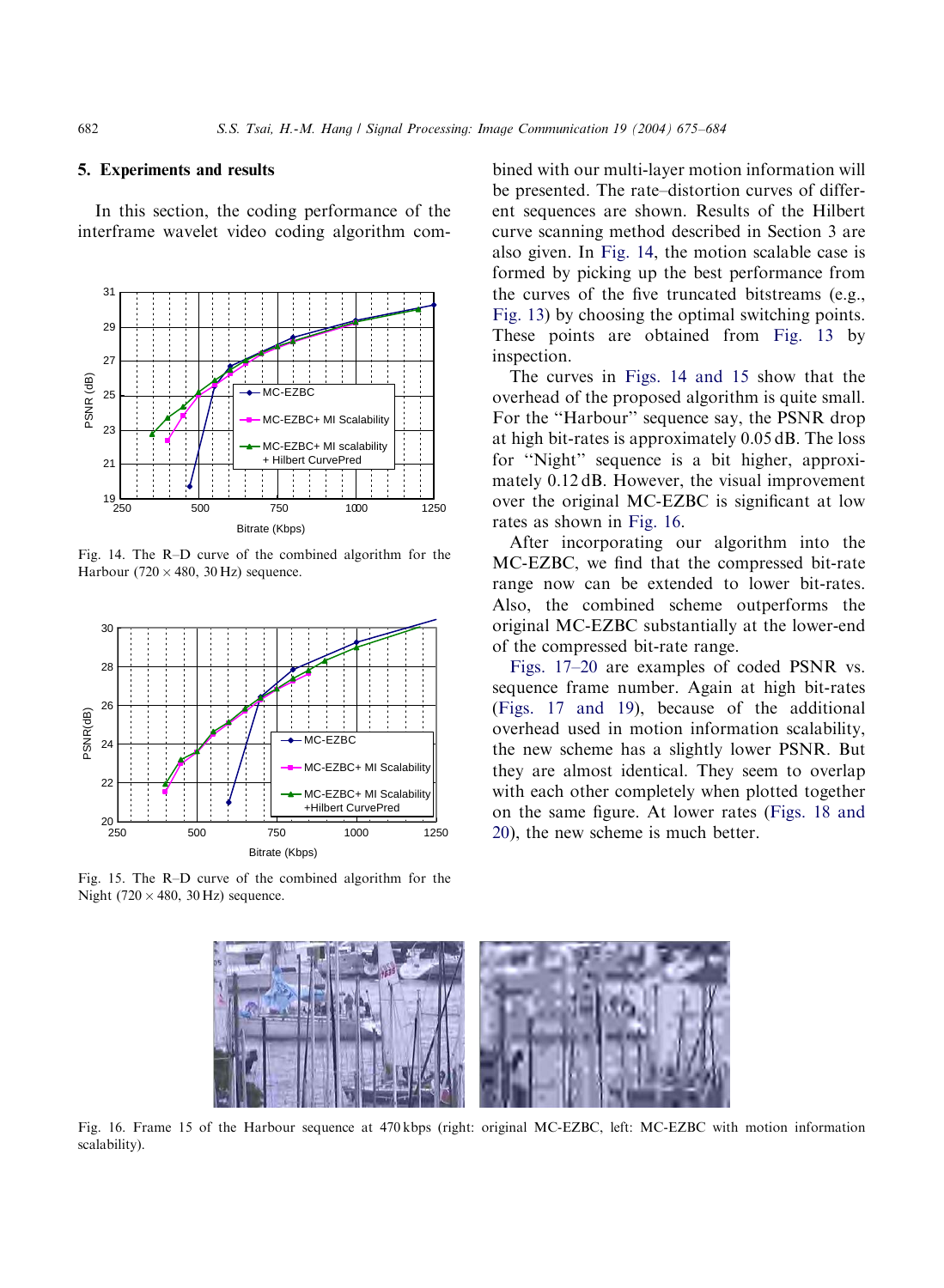## 5. Experiments and results

In this section, the coding performance of the interframe wavelet video coding algorithm combined with our multi-layer motion information will be presented. The rate–distortion curves of different sequences are shown. Results of the Hilbert curve scanning method described in Section 3 are also given. In Fig. 14, the motion scalable case is formed by picking up the best performance from the curves of the five truncated bitstreams (e.g., Fig. 13) by choosing the optimal switching points. These points are obtained from Fig. 13 by inspection.

Fig. 14. The R–D curve of the combined algorithm for the Harbour ($720 \times 480$, 30 Hz) sequence.

Fig. 15. The R–D curve of the combined algorithm for the Night ($720 \times 480$, 30 Hz) sequence.

The curves in Figs. 14 and 15 show that the overhead of the proposed algorithm is quite small. For the "Harbour" sequence say, the PSNR drop at high bit-rates is approximately 0.05 dB. The loss for "Night" sequence is a bit higher, approximately 0.12 dB. However, the visual improvement over the original MC-EZBC is significant at low rates as shown in Fig. 16.

After incorporating our algorithm into the MC-EZBC, we find that the compressed bit-rate range now can be extended to lower bit-rates. Also, the combined scheme outperforms the original MC-EZBC substantially at the lower-end of the compressed bit-rate range.

Figs. 17–20 are examples of coded PSNR vs. sequence frame number. Again at high bit-rates (Figs. 17 and 19), because of the additional overhead used in motion information scalability, the new scheme has a slightly lower PSNR. But they are almost identical. They seem to overlap with each other completely when plotted together on the same figure. At lower rates (Figs. 18 and 20), the new scheme is much better.

Fig. 16. Frame 15 of the Harbour sequence at 470 kbps (right: original MC-EZBC, left: MC-EZBC with motion information scalability).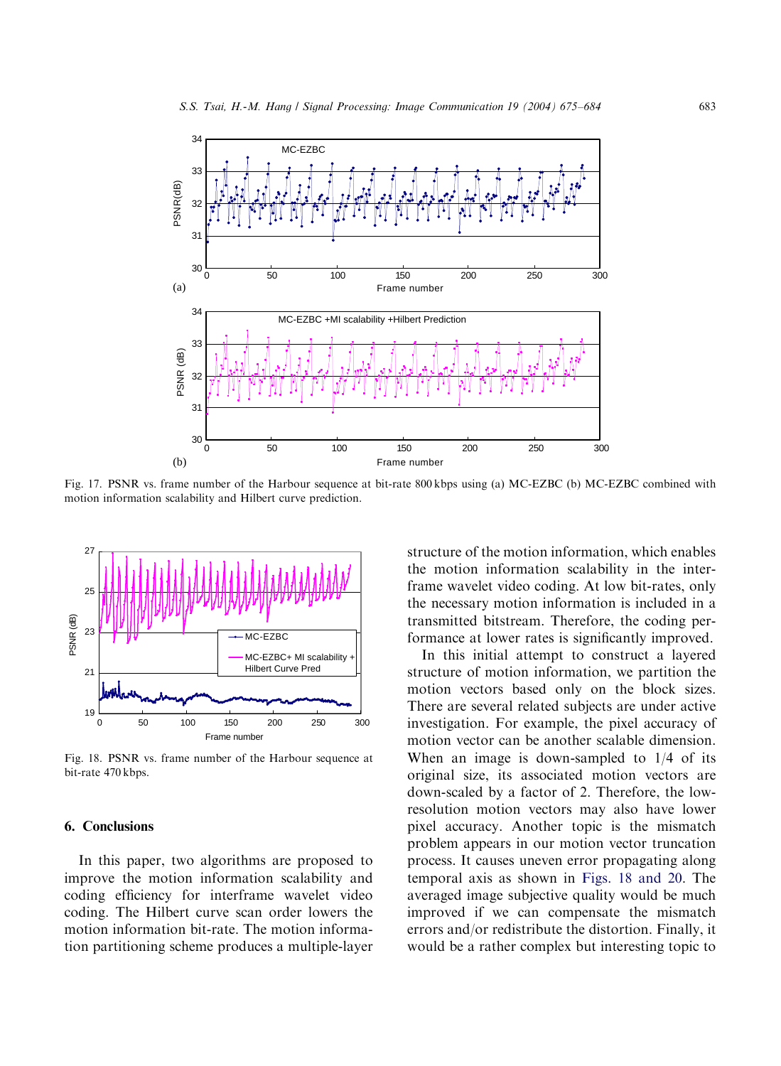Fig. 17. PSNR vs. frame number of the Harbour sequence at bit-rate 800 kbps using (a) MC-EZBC (b) MC-EZBC combined with motion information scalability and Hilbert curve prediction.

Fig. 18. PSNR vs. frame number of the Harbour sequence at bit-rate 470 kbps.

## 6. Conclusions

In this paper, two algorithms are proposed to improve the motion information scalability and coding efficiency for interframe wavelet video coding. The Hilbert curve scan order lowers the motion information bit-rate. The motion information partitioning scheme produces a multiple-layer structure of the motion information, which enables the motion information scalability in the inter-frame wavelet video coding. At low bit-rates, only the necessary motion information is included in a transmitted bitstream. Therefore, the coding performance at lower rates is significantly improved.

In this initial attempt to construct a layered structure of motion information, we partition the motion vectors based only on the block sizes. There are several related subjects are under active investigation. For example, the pixel accuracy of motion vector can be another scalable dimension. When an image is down-sampled to 1/4 of its original size, its associated motion vectors are down-scaled by a factor of 2. Therefore, the low-resolution motion vectors may also have lower pixel accuracy. Another topic is the mismatch problem appears in our motion vector truncation process. It causes uneven error propagating along temporal axis as shown in Figs. 18 and 20. The averaged image subjective quality would be much improved if we can compensate the mismatch errors and/or redistribute the distortion. Finally, it would be a rather complex but interesting topic to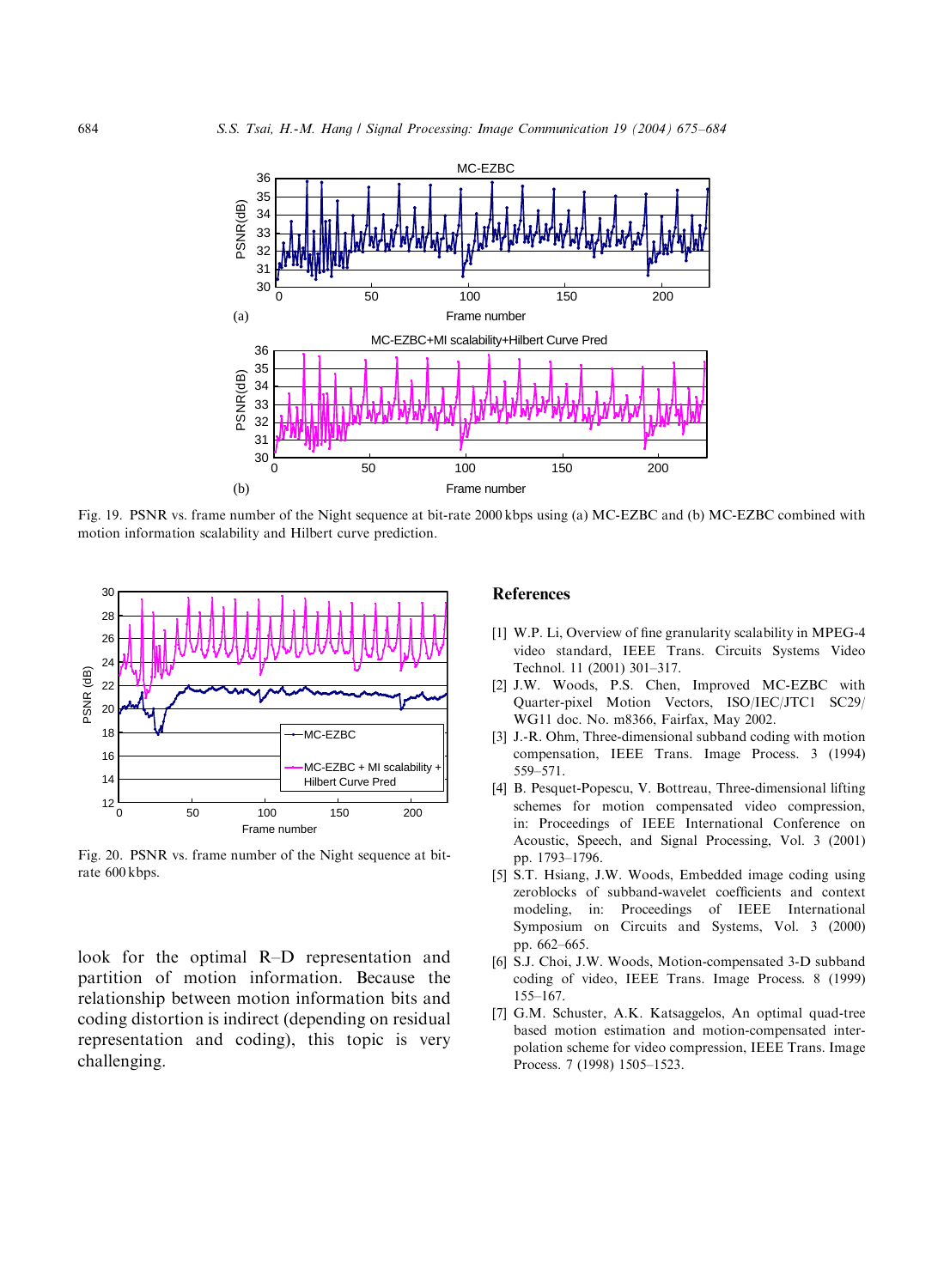MC-EZBC

36
35
34
33
32
31
30

PSNR(dB)

0 50 100 150 200

Frame number

(a)

MC-EZBC+MI scalability+Hilbert Curve Pred

36
35
34
33
32
31
30

PSNR(dB)

0 50 100 150 200

Frame number

(b)

Fig. 19. PSNR vs. frame number of the Night sequence at bit-rate 2000 kbps using (a) MC-EZBC and (b) MC-EZBC combined with motion information scalability and Hilbert curve prediction.

30
28
26
24
22
20
18
16
14
12

PSNR (dB)

0 50 100 150 200

Frame number

MC-EZBC

MC-EZBC + MI scalability + Hilbert Curve Pred

Fig. 20. PSNR vs. frame number of the Night sequence at bit-rate 600 kbps.

look for the optimal R–D representation and partition of motion information. Because the relationship between motion information bits and coding distortion is indirect (depending on residual representation and coding), this topic is very challenging.

## References

[1] W.P. Li, Overview of fine granularity scalability in MPEG-4 video standard, IEEE Trans. Circuits Systems Video Technol. 11 (2001) 301–317.

[2] J.W. Woods, P.S. Chen, Improved MC-EZBC with Quarter-pixel Motion Vectors, ISO/IEC/JTC1 SC29/WG11 doc. No. m8366, Fairfax, May 2002.

[3] J.-R. Ohm, Three-dimensional subband coding with motion compensation, IEEE Trans. Image Process. 3 (1994) 559–571.

[4] B. Pesquet-Popescu, V. Bottreau, Three-dimensional lifting schemes for motion compensated video compression, in: Proceedings of IEEE International Conference on Acoustic, Speech, and Signal Processing, Vol. 3 (2001) pp. 1793–1796.

[5] S.T. Hsiang, J.W. Woods, Embedded image coding using zeroblocks of subband-wavelet coefficients and context modeling, in: Proceedings of IEEE International Symposium on Circuits and Systems, Vol. 3 (2000) pp. 662–665.

[6] S.J. Choi, J.W. Woods, Motion-compensated 3-D subband coding of video, IEEE Trans. Image Process. 8 (1999) 155–167.

[7] G.M. Schuster, A.K. Katsaggelos, An optimal quad-tree based motion estimation and motion-compensated interpolation scheme for video compression, IEEE Trans. Image Process. 7 (1998) 1505–1523.